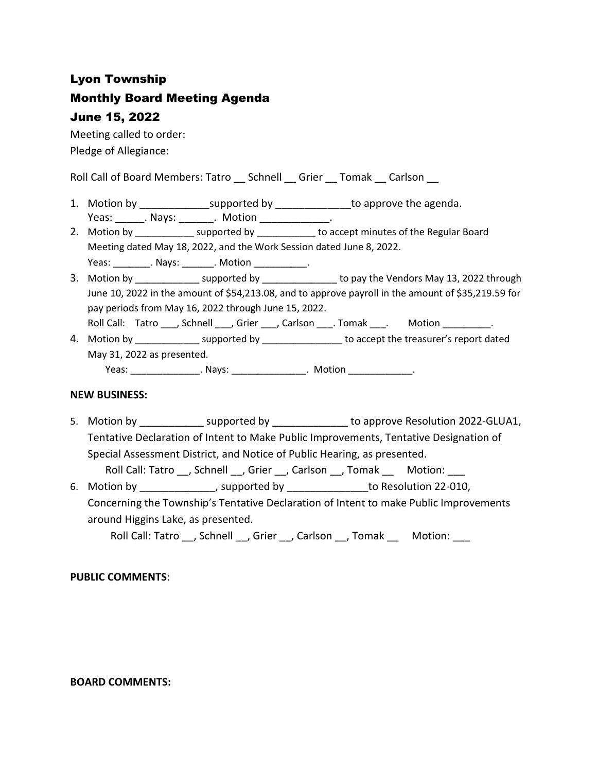## Lyon Township

## Monthly Board Meeting Agenda

## June 15, 2022

Meeting called to order:

Pledge of Allegiance:

Roll Call of Board Members: Tatro __ Schnell __ Grier __ Tomak __ Carlson __

1. Motion by ____________supported by _____________to approve the agenda.
   Yeas: _____. Nays: ______. Motion ____________.
2. Motion by ___________ supported by ___________ to accept minutes of the Regular Board Meeting dated May 18, 2022, and the Work Session dated June 8, 2022.
   Yeas: _______. Nays: ______. Motion __________.
3. Motion by ____________ supported by ______________ to pay the Vendors May 13, 2022 through June 10, 2022 in the amount of $54,213.08, and to approve payroll in the amount of $35,219.59 for pay periods from May 16, 2022 through June 15, 2022.
   Roll Call: Tatro ___, Schnell ___, Grier ___, Carlson ___. Tomak ___. Motion _________.
4. Motion by ____________ supported by _______________ to accept the treasurer's report dated May 31, 2022 as presented.
   Yeas: _____________. Nays: ______________. Motion ____________.

**NEW BUSINESS:**

5. Motion by ___________ supported by _____________ to approve Resolution 2022-GLUA1, Tentative Declaration of Intent to Make Public Improvements, Tentative Designation of Special Assessment District, and Notice of Public Hearing, as presented.
   Roll Call: Tatro __, Schnell __, Grier __, Carlson __, Tomak __ Motion: ___
6. Motion by _____________, supported by ______________to Resolution 22-010, Concerning the Township's Tentative Declaration of Intent to make Public Improvements around Higgins Lake, as presented.
   Roll Call: Tatro __, Schnell __, Grier __, Carlson __, Tomak __ Motion: ___

**PUBLIC COMMENTS**:

**BOARD COMMENTS:**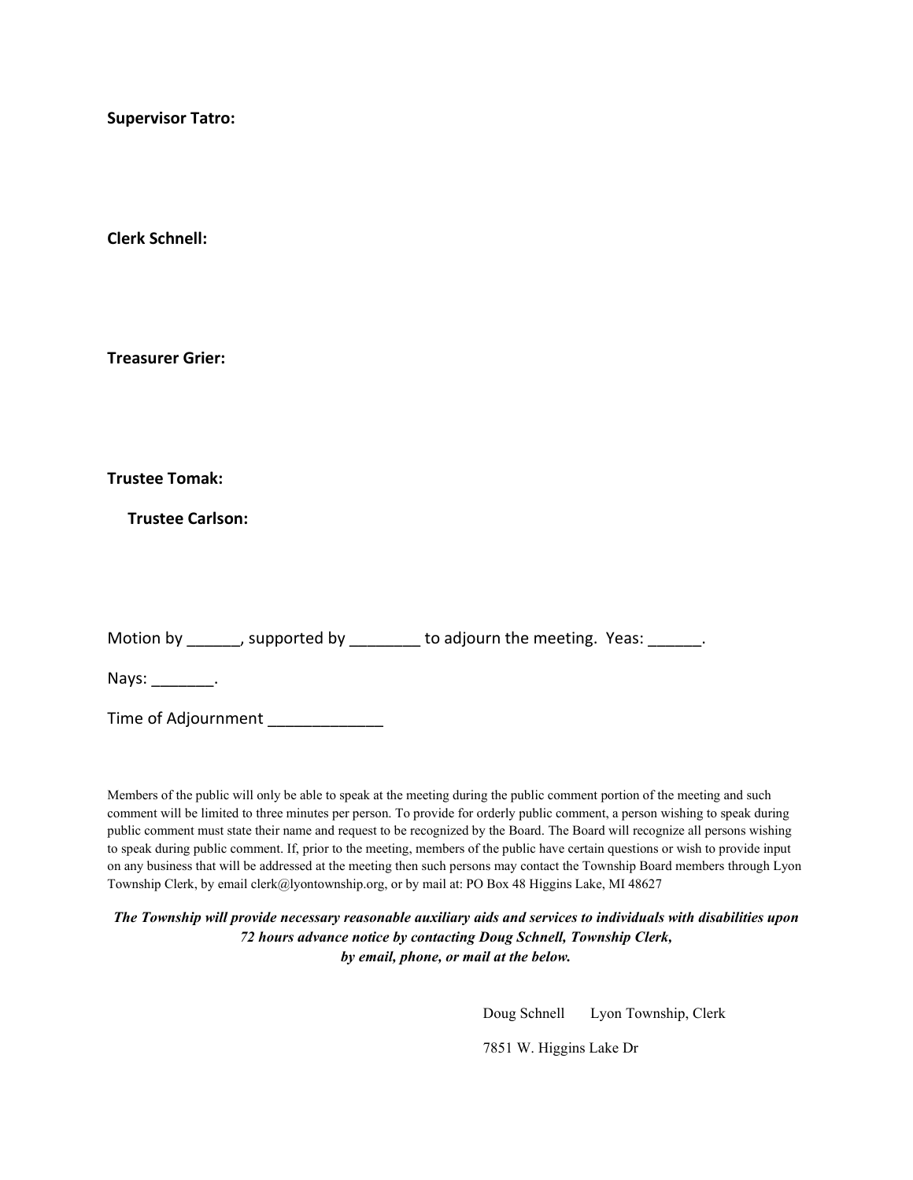**Supervisor Tatro:**

**Clerk Schnell:**

**Treasurer Grier:**

**Trustee Tomak:**

**Trustee Carlson:**

Motion by ______, supported by ________ to adjourn the meeting. Yeas: ______.

Nays: _______.

Time of Adjournment _____________

Members of the public will only be able to speak at the meeting during the public comment portion of the meeting and such comment will be limited to three minutes per person. To provide for orderly public comment, a person wishing to speak during public comment must state their name and request to be recognized by the Board. The Board will recognize all persons wishing to speak during public comment. If, prior to the meeting, members of the public have certain questions or wish to provide input on any business that will be addressed at the meeting then such persons may contact the Township Board members through Lyon Township Clerk, by email clerk@lyontownship.org, or by mail at: PO Box 48 Higgins Lake, MI 48627

***The Township will provide necessary reasonable auxiliary aids and services to individuals with disabilities upon 72 hours advance notice by contacting Doug Schnell, Township Clerk, by email, phone, or mail at the below.***

Doug Schnell  Lyon Township, Clerk

7851 W. Higgins Lake Dr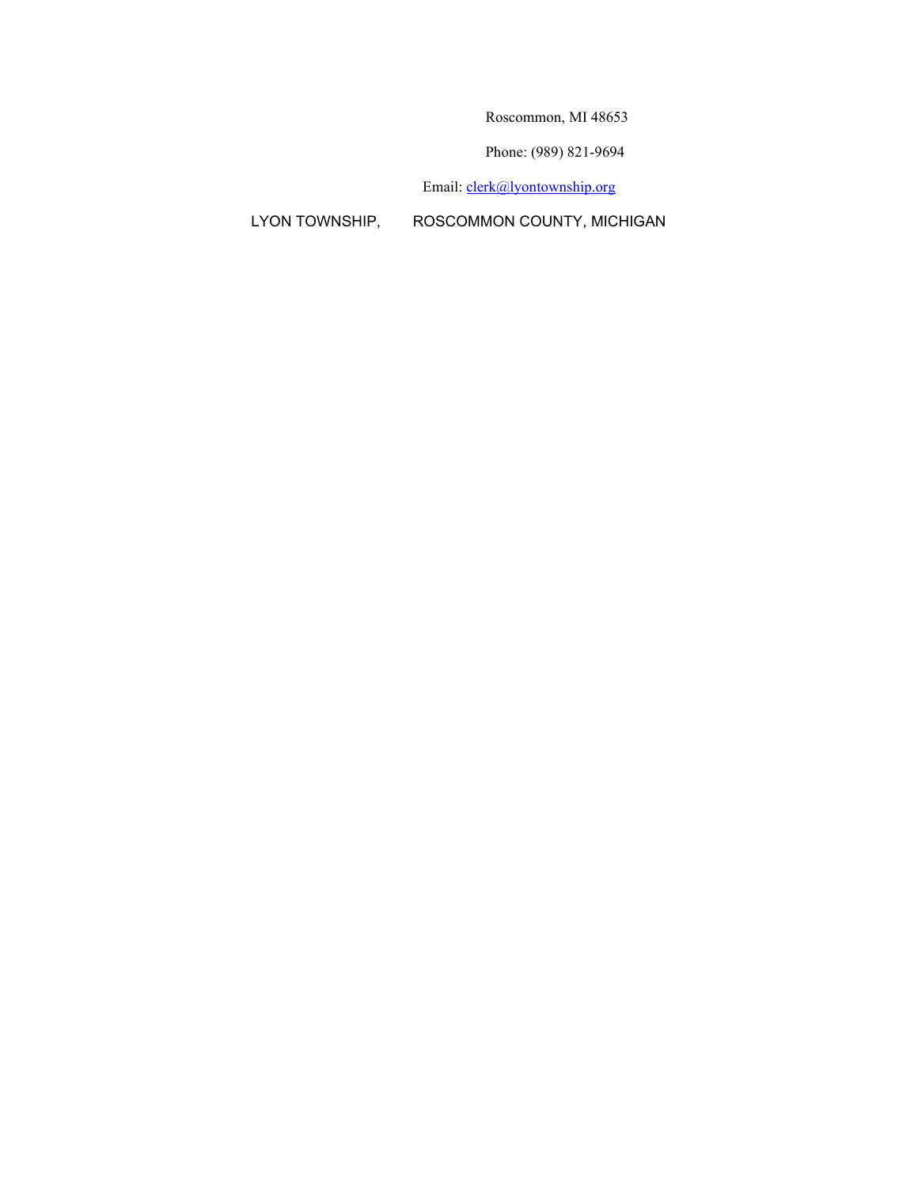Roscommon, MI 48653

Phone: (989) 821-9694

Email: clerk@lyontownship.org

LYON TOWNSHIP, ROSCOMMON COUNTY, MICHIGAN